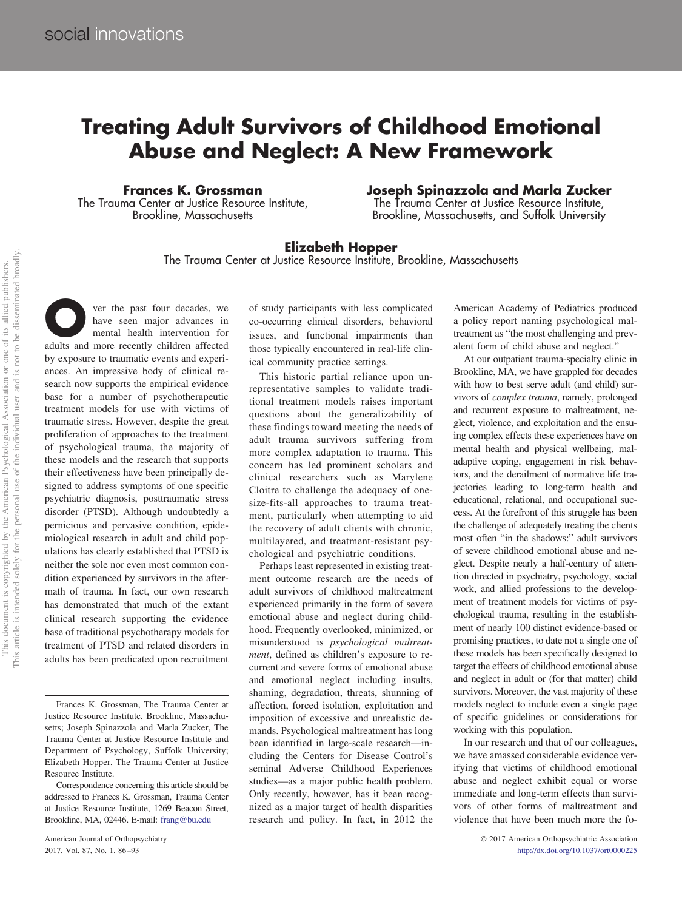social innovations

# Treating Adult Survivors of Childhood Emotional Abuse and Neglect: A New Framework

**Frances K. Grossman**
The Trauma Center at Justice Resource Institute, Brookline, Massachusetts

**Joseph Spinazzola and Marla Zucker**
The Trauma Center at Justice Resource Institute, Brookline, Massachusetts, and Suffolk University

**Elizabeth Hopper**
The Trauma Center at Justice Resource Institute, Brookline, Massachusetts

Over the past four decades, we have seen major advances in mental health intervention for adults and more recently children affected by exposure to traumatic events and experiences. An impressive body of clinical research now supports the empirical evidence base for a number of psychotherapeutic treatment models for use with victims of traumatic stress. However, despite the great proliferation of approaches to the treatment of psychological trauma, the majority of these models and the research that supports their effectiveness have been principally designed to address symptoms of one specific psychiatric diagnosis, posttraumatic stress disorder (PTSD). Although undoubtedly a pernicious and pervasive condition, epidemiological research in adult and child populations has clearly established that PTSD is neither the sole nor even most common condition experienced by survivors in the aftermath of trauma. In fact, our own research has demonstrated that much of the extant clinical research supporting the evidence base of traditional psychotherapy models for treatment of PTSD and related disorders in adults has been predicated upon recruitment of study participants with less complicated co-occurring clinical disorders, behavioral issues, and functional impairments than those typically encountered in real-life clinical community practice settings.

This historic partial reliance upon unrepresentative samples to validate traditional treatment models raises important questions about the generalizability of these findings toward meeting the needs of adult trauma survivors suffering from more complex adaptation to trauma. This concern has led prominent scholars and clinical researchers such as Marylene Cloitre to challenge the adequacy of one-size-fits-all approaches to trauma treatment, particularly when attempting to aid the recovery of adult clients with chronic, multilayered, and treatment-resistant psychological and psychiatric conditions.

Perhaps least represented in existing treatment outcome research are the needs of adult survivors of childhood maltreatment experienced primarily in the form of severe emotional abuse and neglect during childhood. Frequently overlooked, minimized, or misunderstood is *psychological maltreatment*, defined as children's exposure to recurrent and severe forms of emotional abuse and emotional neglect including insults, shaming, degradation, threats, shunning of affection, forced isolation, exploitation and imposition of excessive and unrealistic demands. Psychological maltreatment has long been identified in large-scale research—including the Centers for Disease Control's seminal Adverse Childhood Experiences studies—as a major public health problem. Only recently, however, has it been recognized as a major target of health disparities research and policy. In fact, in 2012 the American Academy of Pediatrics produced a policy report naming psychological maltreatment as "the most challenging and prevalent form of child abuse and neglect."

At our outpatient trauma-specialty clinic in Brookline, MA, we have grappled for decades with how to best serve adult (and child) survivors of *complex trauma*, namely, prolonged and recurrent exposure to maltreatment, neglect, violence, and exploitation and the ensuing complex effects these experiences have on mental health and physical wellbeing, maladaptive coping, engagement in risk behaviors, and the derailment of normative life trajectories leading to long-term health and educational, relational, and occupational success. At the forefront of this struggle has been the challenge of adequately treating the clients most often "in the shadows:" adult survivors of severe childhood emotional abuse and neglect. Despite nearly a half-century of attention directed in psychiatry, psychology, social work, and allied professions to the development of treatment models for victims of psychological trauma, resulting in the establishment of nearly 100 distinct evidence-based or promising practices, to date not a single one of these models has been specifically designed to target the effects of childhood emotional abuse and neglect in adult or (for that matter) child survivors. Moreover, the vast majority of these models neglect to include even a single page of specific guidelines or considerations for working with this population.

In our research and that of our colleagues, we have amassed considerable evidence verifying that victims of childhood emotional abuse and neglect exhibit equal or worse immediate and long-term effects than survivors of other forms of maltreatment and violence that have been much more the fo-

---

Frances K. Grossman, The Trauma Center at Justice Resource Institute, Brookline, Massachusetts; Joseph Spinazzola and Marla Zucker, The Trauma Center at Justice Resource Institute and Department of Psychology, Suffolk University; Elizabeth Hopper, The Trauma Center at Justice Resource Institute.

Correspondence concerning this article should be addressed to Frances K. Grossman, Trauma Center at Justice Resource Institute, 1269 Beacon Street, Brookline, MA, 02446. E-mail: frang@bu.edu

© 2017 American Orthopsychiatric Association
http://dx.doi.org/10.1037/ort0000225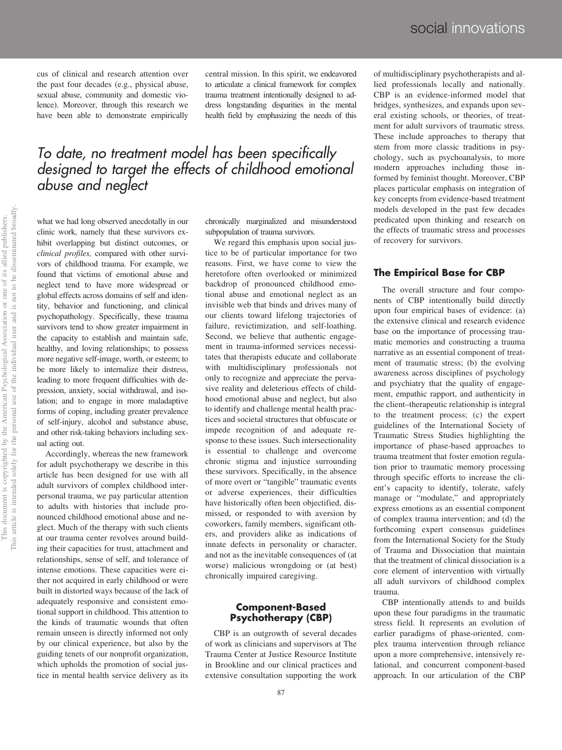cus of clinical and research attention over the past four decades (e.g., physical abuse, sexual abuse, community and domestic violence). Moreover, through this research we have been able to demonstrate empirically what we had long observed anecdotally in our clinic work, namely that these survivors exhibit overlapping but distinct outcomes, or *clinical profiles,* compared with other survivors of childhood trauma. For example, we found that victims of emotional abuse and neglect tend to have more widespread or global effects across domains of self and identity, behavior and functioning, and clinical psychopathology. Specifically, these trauma survivors tend to show greater impairment in the capacity to establish and maintain safe, healthy, and loving relationships; to possess more negative self-image, worth, or esteem; to be more likely to internalize their distress, leading to more frequent difficulties with depression, anxiety, social withdrawal, and isolation; and to engage in more maladaptive forms of coping, including greater prevalence of self-injury, alcohol and substance abuse, and other risk-taking behaviors including sexual acting out.

*To date, no treatment model has been specifically designed to target the effects of childhood emotional abuse and neglect*

Accordingly, whereas the new framework for adult psychotherapy we describe in this article has been designed for use with all adult survivors of complex childhood interpersonal trauma, we pay particular attention to adults with histories that include pronounced childhood emotional abuse and neglect. Much of the therapy with such clients at our trauma center revolves around building their capacities for trust, attachment and relationships, sense of self, and tolerance of intense emotions. These capacities were either not acquired in early childhood or were built in distorted ways because of the lack of adequately responsive and consistent emotional support in childhood. This attention to the kinds of traumatic wounds that often remain unseen is directly informed not only by our clinical experience, but also by the guiding tenets of our nonprofit organization, which upholds the promotion of social justice in mental health service delivery as its central mission. In this spirit, we endeavored to articulate a clinical framework for complex trauma treatment intentionally designed to address longstanding disparities in the mental health field by emphasizing the needs of this chronically marginalized and misunderstood subpopulation of trauma survivors.

We regard this emphasis upon social justice to be of particular importance for two reasons. First, we have come to view the heretofore often overlooked or minimized backdrop of pronounced childhood emotional abuse and emotional neglect as an invisible web that binds and drives many of our clients toward lifelong trajectories of failure, revictimization, and self-loathing. Second, we believe that authentic engagement in trauma-informed services necessitates that therapists educate and collaborate with multidisciplinary professionals not only to recognize and appreciate the pervasive reality and deleterious effects of childhood emotional abuse and neglect, but also to identify and challenge mental health practices and societal structures that obfuscate or impede recognition of and adequate response to these issues. Such intersectionality is essential to challenge and overcome chronic stigma and injustice surrounding these survivors. Specifically, in the absence of more overt or "tangible" traumatic events or adverse experiences, their difficulties have historically often been objectified, dismissed, or responded to with aversion by coworkers, family members, significant others, and providers alike as indications of innate defects in personality or character, and not as the inevitable consequences of (at worse) malicious wrongdoing or (at best) chronically impaired caregiving.

## Component-Based Psychotherapy (CBP)

CBP is an outgrowth of several decades of work as clinicians and supervisors at The Trauma Center at Justice Resource Institute in Brookline and our clinical practices and extensive consultation supporting the work of multidisciplinary psychotherapists and allied professionals locally and nationally. CBP is an evidence-informed model that bridges, synthesizes, and expands upon several existing schools, or theories, of treatment for adult survivors of traumatic stress. These include approaches to therapy that stem from more classic traditions in psychology, such as psychoanalysis, to more modern approaches including those informed by feminist thought. Moreover, CBP places particular emphasis on integration of key concepts from evidence-based treatment models developed in the past few decades predicated upon thinking and research on the effects of traumatic stress and processes of recovery for survivors.

## The Empirical Base for CBP

The overall structure and four components of CBP intentionally build directly upon four empirical bases of evidence: (a) the extensive clinical and research evidence base on the importance of processing traumatic memories and constructing a trauma narrative as an essential component of treatment of traumatic stress; (b) the evolving awareness across disciplines of psychology and psychiatry that the quality of engagement, empathic rapport, and authenticity in the client–therapeutic relationship is integral to the treatment process; (c) the expert guidelines of the International Society of Traumatic Stress Studies highlighting the importance of phase-based approaches to trauma treatment that foster emotion regulation prior to traumatic memory processing through specific efforts to increase the client's capacity to identify, tolerate, safely manage or "modulate," and appropriately express emotions as an essential component of complex trauma intervention; and (d) the forthcoming expert consensus guidelines from the International Society for the Study of Trauma and Dissociation that maintain that the treatment of clinical dissociation is a core element of intervention with virtually all adult survivors of childhood complex trauma.

CBP intentionally attends to and builds upon these four paradigms in the traumatic stress field. It represents an evolution of earlier paradigms of phase-oriented, complex trauma intervention through reliance upon a more comprehensive, intensively relational, and concurrent component-based approach. In our articulation of the CBP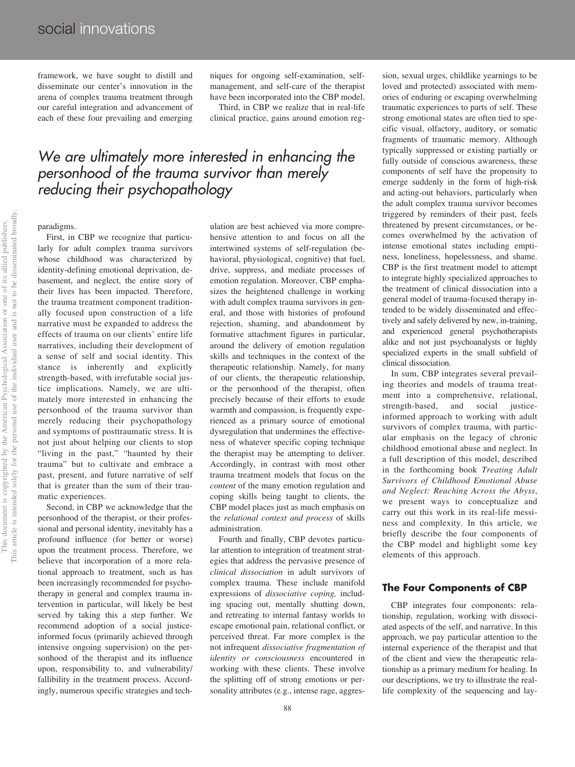framework, we have sought to distill and disseminate our center's innovation in the arena of complex trauma treatment through our careful integration and advancement of each of these four prevailing and emerging paradigms.

*We are ultimately more interested in enhancing the personhood of the trauma survivor than merely reducing their psychopathology*

First, in CBP we recognize that particularly for adult complex trauma survivors whose childhood was characterized by identity-defining emotional deprivation, debasement, and neglect, the entire story of their lives has been impacted. Therefore, the trauma treatment component traditionally focused upon construction of a life narrative must be expanded to address the effects of trauma on our clients' entire life narratives, including their development of a sense of self and social identity. This stance is inherently and explicitly strength-based, with irrefutable social justice implications. Namely, we are ultimately more interested in enhancing the personhood of the trauma survivor than merely reducing their psychopathology and symptoms of posttraumatic stress. It is not just about helping our clients to stop "living in the past," "haunted by their trauma" but to cultivate and embrace a past, present, and future narrative of self that is greater than the sum of their traumatic experiences.

Second, in CBP we acknowledge that the personhood of the therapist, or their professional and personal identity, inevitably has a profound influence (for better or worse) upon the treatment process. Therefore, we believe that incorporation of a more relational approach to treatment, such as has been increasingly recommended for psychotherapy in general and complex trauma intervention in particular, will likely be best served by taking this a step further. We recommend adoption of a social justice-informed focus (primarily achieved through intensive ongoing supervision) on the personhood of the therapist and its influence upon, responsibility to, and vulnerability/fallibility in the treatment process. Accordingly, numerous specific strategies and techniques for ongoing self-examination, self-management, and self-care of the therapist have been incorporated into the CBP model.

Third, in CBP we realize that in real-life clinical practice, gains around emotion regulation are best achieved via more comprehensive attention to and focus on all the intertwined systems of self-regulation (behavioral, physiological, cognitive) that fuel, drive, suppress, and mediate processes of emotion regulation. Moreover, CBP emphasizes the heightened challenge in working with adult complex trauma survivors in general, and those with histories of profound rejection, shaming, and abandonment by formative attachment figures in particular, around the delivery of emotion regulation skills and techniques in the context of the therapeutic relationship. Namely, for many of our clients, the therapeutic relationship, or the personhood of the therapist, often precisely because of their efforts to exude warmth and compassion, is frequently experienced as a primary source of emotional dysregulation that undermines the effectiveness of whatever specific coping technique the therapist may be attempting to deliver. Accordingly, in contrast with most other trauma treatment models that focus on the *content* of the many emotion regulation and coping skills being taught to clients, the CBP model places just as much emphasis on the *relational context and process* of skills administration.

Fourth and finally, CBP devotes particular attention to integration of treatment strategies that address the pervasive presence of *clinical dissociation* in adult survivors of complex trauma. These include manifold expressions of *dissociative coping,* including spacing out, mentally shutting down, and retreating to internal fantasy worlds to escape emotional pain, relational conflict, or perceived threat. Far more complex is the not infrequent *dissociative fragmentation of identity or consciousness* encountered in working with these clients. These involve the splitting off of strong emotions or personality attributes (e.g., intense rage, aggression, sexual urges, childlike yearnings to be loved and protected) associated with memories of enduring or escaping overwhelming traumatic experiences to parts of self. These strong emotional states are often tied to specific visual, olfactory, auditory, or somatic fragments of traumatic memory. Although typically suppressed or existing partially or fully outside of conscious awareness, these components of self have the propensity to emerge suddenly in the form of high-risk and acting-out behaviors, particularly when the adult complex trauma survivor becomes triggered by reminders of their past, feels threatened by present circumstances, or becomes overwhelmed by the activation of intense emotional states including emptiness, loneliness, hopelessness, and shame. CBP is the first treatment model to attempt to integrate highly specialized approaches to the treatment of clinical dissociation into a general model of trauma-focused therapy intended to be widely disseminated and effectively and safely delivered by new, in-training, and experienced general psychotherapists alike and not just psychoanalysts or highly specialized experts in the small subfield of clinical dissociation.

In sum, CBP integrates several prevailing theories and models of trauma treatment into a comprehensive, relational, strength-based, and social justice-informed approach to working with adult survivors of complex trauma, with particular emphasis on the legacy of chronic childhood emotional abuse and neglect. In a full description of this model, described in the forthcoming book *Treating Adult Survivors of Childhood Emotional Abuse and Neglect: Reaching Across the Abyss*, we present ways to conceptualize and carry out this work in its real-life messiness and complexity. In this article, we briefly describe the four components of the CBP model and highlight some key elements of this approach.

## The Four Components of CBP

CBP integrates four components: relationship, regulation, working with dissociated aspects of the self, and narrative. In this approach, we pay particular attention to the internal experience of the therapist and that of the client and view the therapeutic relationship as a primary medium for healing. In our descriptions, we try to illustrate the real-life complexity of the sequencing and lay-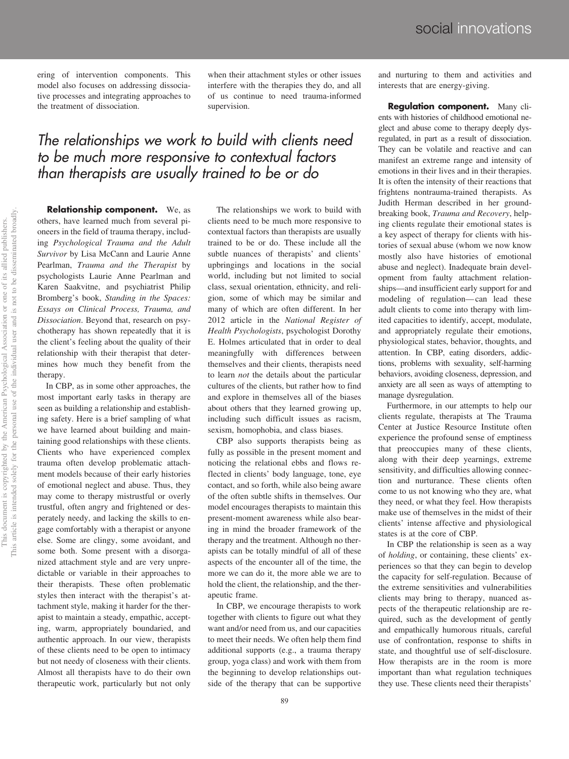ering of intervention components. This model also focuses on addressing dissociative processes and integrating approaches to the treatment of dissociation.

*The relationships we work to build with clients need to be much more responsive to contextual factors than therapists are usually trained to be or do*

**Relationship component.** We, as others, have learned much from several pioneers in the field of trauma therapy, including *Psychological Trauma and the Adult Survivor* by Lisa McCann and Laurie Anne Pearlman, *Trauma and the Therapist* by psychologists Laurie Anne Pearlman and Karen Saakvitne, and psychiatrist Philip Bromberg's book, *Standing in the Spaces: Essays on Clinical Process, Trauma, and Dissociation*. Beyond that, research on psychotherapy has shown repeatedly that it is the client's feeling about the quality of their relationship with their therapist that determines how much they benefit from the therapy.

In CBP, as in some other approaches, the most important early tasks in therapy are seen as building a relationship and establishing safety. Here is a brief sampling of what we have learned about building and maintaining good relationships with these clients. Clients who have experienced complex trauma often develop problematic attachment models because of their early histories of emotional neglect and abuse. Thus, they may come to therapy mistrustful or overly trustful, often angry and frightened or desperately needy, and lacking the skills to engage comfortably with a therapist or anyone else. Some are clingy, some avoidant, and some both. Some present with a disorganized attachment style and are very unpredictable or variable in their approaches to their therapists. These often problematic styles then interact with the therapist's attachment style, making it harder for the therapist to maintain a steady, empathic, accepting, warm, appropriately boundaried, and authentic approach. In our view, therapists of these clients need to be open to intimacy but not needy of closeness with their clients. Almost all therapists have to do their own therapeutic work, particularly but not only when their attachment styles or other issues interfere with the therapies they do, and all of us continue to need trauma-informed supervision.

The relationships we work to build with clients need to be much more responsive to contextual factors than therapists are usually trained to be or do. These include all the subtle nuances of therapists' and clients' upbringings and locations in the social world, including but not limited to social class, sexual orientation, ethnicity, and religion, some of which may be similar and many of which are often different. In her 2012 article in the *National Register of Health Psychologists*, psychologist Dorothy E. Holmes articulated that in order to deal meaningfully with differences between themselves and their clients, therapists need to learn *not* the details about the particular cultures of the clients, but rather how to find and explore in themselves all of the biases about others that they learned growing up, including such difficult issues as racism, sexism, homophobia, and class biases.

CBP also supports therapists being as fully as possible in the present moment and noticing the relational ebbs and flows reflected in clients' body language, tone, eye contact, and so forth, while also being aware of the often subtle shifts in themselves. Our model encourages therapists to maintain this present-moment awareness while also bearing in mind the broader framework of the therapy and the treatment. Although no therapists can be totally mindful of all of these aspects of the encounter all of the time, the more we can do it, the more able we are to hold the client, the relationship, and the therapeutic frame.

In CBP, we encourage therapists to work together with clients to figure out what they want and/or need from us, and our capacities to meet their needs. We often help them find additional supports (e.g., a trauma therapy group, yoga class) and work with them from the beginning to develop relationships outside of the therapy that can be supportive and nurturing to them and activities and interests that are energy-giving.

**Regulation component.** Many clients with histories of childhood emotional neglect and abuse come to therapy deeply dysregulated, in part as a result of dissociation. They can be volatile and reactive and can manifest an extreme range and intensity of emotions in their lives and in their therapies. It is often the intensity of their reactions that frightens nontrauma-trained therapists. As Judith Herman described in her groundbreaking book, *Trauma and Recovery*, helping clients regulate their emotional states is a key aspect of therapy for clients with histories of sexual abuse (whom we now know mostly also have histories of emotional abuse and neglect). Inadequate brain development from faulty attachment relationships—and insufficient early support for and modeling of regulation—can lead these adult clients to come into therapy with limited capacities to identify, accept, modulate, and appropriately regulate their emotions, physiological states, behavior, thoughts, and attention. In CBP, eating disorders, addictions, problems with sexuality, self-harming behaviors, avoiding closeness, depression, and anxiety are all seen as ways of attempting to manage dysregulation.

Furthermore, in our attempts to help our clients regulate, therapists at The Trauma Center at Justice Resource Institute often experience the profound sense of emptiness that preoccupies many of these clients, along with their deep yearnings, extreme sensitivity, and difficulties allowing connection and nurturance. These clients often come to us not knowing who they are, what they need, or what they feel. How therapists make use of themselves in the midst of their clients' intense affective and physiological states is at the core of CBP.

In CBP the relationship is seen as a way of *holding*, or containing, these clients' experiences so that they can begin to develop the capacity for self-regulation. Because of the extreme sensitivities and vulnerabilities clients may bring to therapy, nuanced aspects of the therapeutic relationship are required, such as the development of gently and empathically humorous rituals, careful use of confrontation, response to shifts in state, and thoughtful use of self-disclosure. How therapists are in the room is more important than what regulation techniques they use. These clients need their therapists'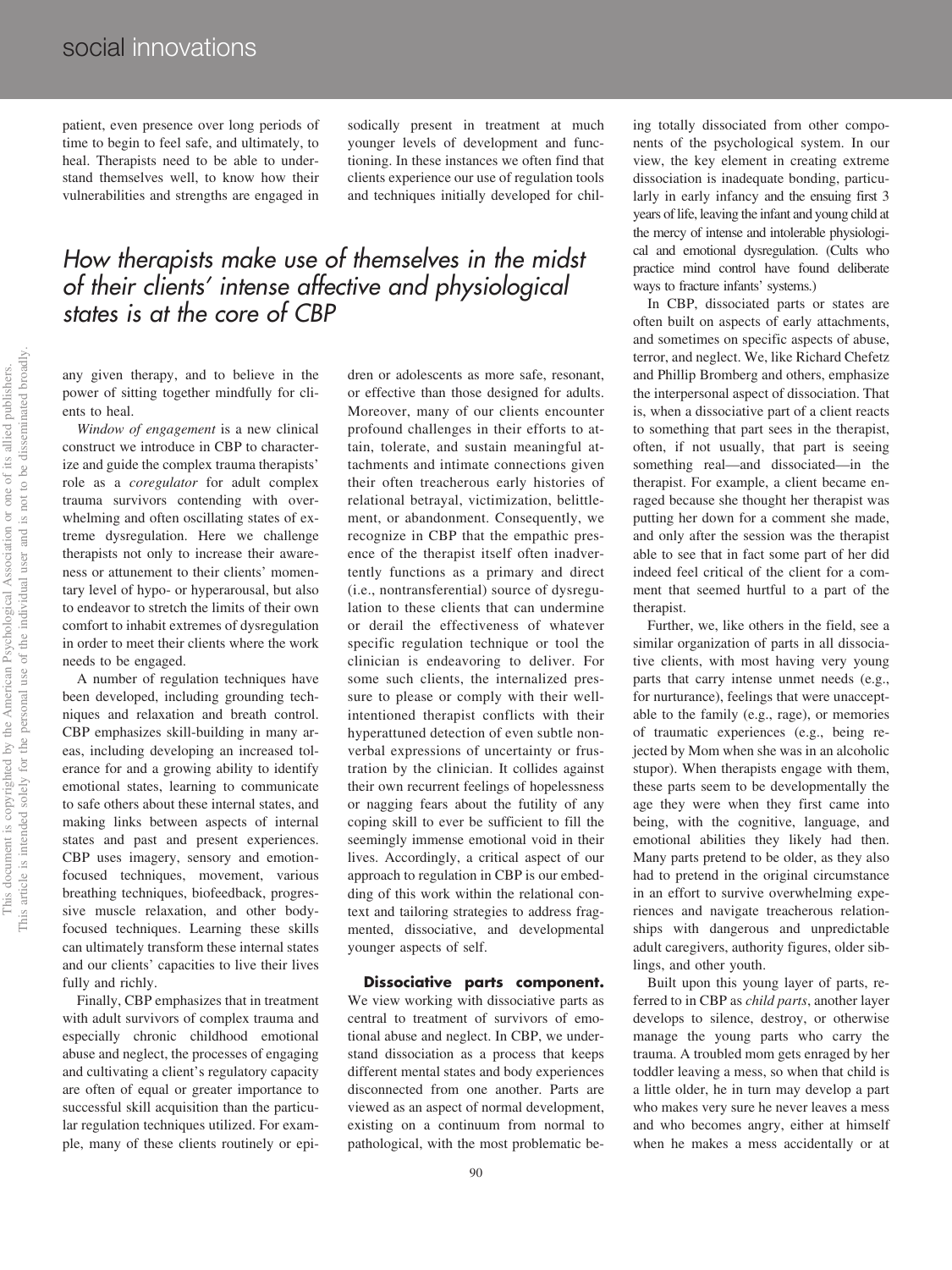patient, even presence over long periods of time to begin to feel safe, and ultimately, to heal. Therapists need to be able to understand themselves well, to know how their vulnerabilities and strengths are engaged in any given therapy, and to believe in the power of sitting together mindfully for clients to heal.

*How therapists make use of themselves in the midst of their clients' intense affective and physiological states is at the core of CBP*

*Window of engagement* is a new clinical construct we introduce in CBP to characterize and guide the complex trauma therapists' role as a *coregulator* for adult complex trauma survivors contending with overwhelming and often oscillating states of extreme dysregulation. Here we challenge therapists not only to increase their awareness or attunement to their clients' momentary level of hypo- or hyperarousal, but also to endeavor to stretch the limits of their own comfort to inhabit extremes of dysregulation in order to meet their clients where the work needs to be engaged.

A number of regulation techniques have been developed, including grounding techniques and relaxation and breath control. CBP emphasizes skill-building in many areas, including developing an increased tolerance for and a growing ability to identify emotional states, learning to communicate to safe others about these internal states, and making links between aspects of internal states and past and present experiences. CBP uses imagery, sensory and emotion-focused techniques, movement, various breathing techniques, biofeedback, progressive muscle relaxation, and other body-focused techniques. Learning these skills can ultimately transform these internal states and our clients' capacities to live their lives fully and richly.

Finally, CBP emphasizes that in treatment with adult survivors of complex trauma and especially chronic childhood emotional abuse and neglect, the processes of engaging and cultivating a client's regulatory capacity are often of equal or greater importance to successful skill acquisition than the particular regulation techniques utilized. For example, many of these clients routinely or episodically present in treatment at much younger levels of development and functioning. In these instances we often find that clients experience our use of regulation tools and techniques initially developed for children or adolescents as more safe, resonant, or effective than those designed for adults. Moreover, many of our clients encounter profound challenges in their efforts to attain, tolerate, and sustain meaningful attachments and intimate connections given their often treacherous early histories of relational betrayal, victimization, belittlement, or abandonment. Consequently, we recognize in CBP that the empathic presence of the therapist itself often inadvertently functions as a primary and direct (i.e., nontransferential) source of dysregulation to these clients that can undermine or derail the effectiveness of whatever specific regulation technique or tool the clinician is endeavoring to deliver. For some such clients, the internalized pressure to please or comply with their well-intentioned therapist conflicts with their hyperattuned detection of even subtle nonverbal expressions of uncertainty or frustration by the clinician. It collides against their own recurrent feelings of hopelessness or nagging fears about the futility of any coping skill to ever be sufficient to fill the seemingly immense emotional void in their lives. Accordingly, a critical aspect of our approach to regulation in CBP is our embedding of this work within the relational context and tailoring strategies to address fragmented, dissociative, and developmental younger aspects of self.

**Dissociative parts component.** We view working with dissociative parts as central to treatment of survivors of emotional abuse and neglect. In CBP, we understand dissociation as a process that keeps different mental states and body experiences disconnected from one another. Parts are viewed as an aspect of normal development, existing on a continuum from normal to pathological, with the most problematic being totally dissociated from other components of the psychological system. In our view, the key element in creating extreme dissociation is inadequate bonding, particularly in early infancy and the ensuing first 3 years of life, leaving the infant and young child at the mercy of intense and intolerable physiological and emotional dysregulation. (Cults who practice mind control have found deliberate ways to fracture infants' systems.)

In CBP, dissociated parts or states are often built on aspects of early attachments, and sometimes on specific aspects of abuse, terror, and neglect. We, like Richard Chefetz and Phillip Bromberg and others, emphasize the interpersonal aspect of dissociation. That is, when a dissociative part of a client reacts to something that part sees in the therapist, often, if not usually, that part is seeing something real—and dissociated—in the therapist. For example, a client became enraged because she thought her therapist was putting her down for a comment she made, and only after the session was the therapist able to see that in fact some part of her did indeed feel critical of the client for a comment that seemed hurtful to a part of the therapist.

Further, we, like others in the field, see a similar organization of parts in all dissociative clients, with most having very young parts that carry intense unmet needs (e.g., for nurturance), feelings that were unacceptable to the family (e.g., rage), or memories of traumatic experiences (e.g., being rejected by Mom when she was in an alcoholic stupor). When therapists engage with them, these parts seem to be developmentally the age they were when they first came into being, with the cognitive, language, and emotional abilities they likely had then. Many parts pretend to be older, as they also had to pretend in the original circumstance in an effort to survive overwhelming experiences and navigate treacherous relationships with dangerous and unpredictable adult caregivers, authority figures, older siblings, and other youth.

Built upon this young layer of parts, referred to in CBP as *child parts*, another layer develops to silence, destroy, or otherwise manage the young parts who carry the trauma. A troubled mom gets enraged by her toddler leaving a mess, so when that child is a little older, he in turn may develop a part who makes very sure he never leaves a mess and who becomes angry, either at himself when he makes a mess accidentally or at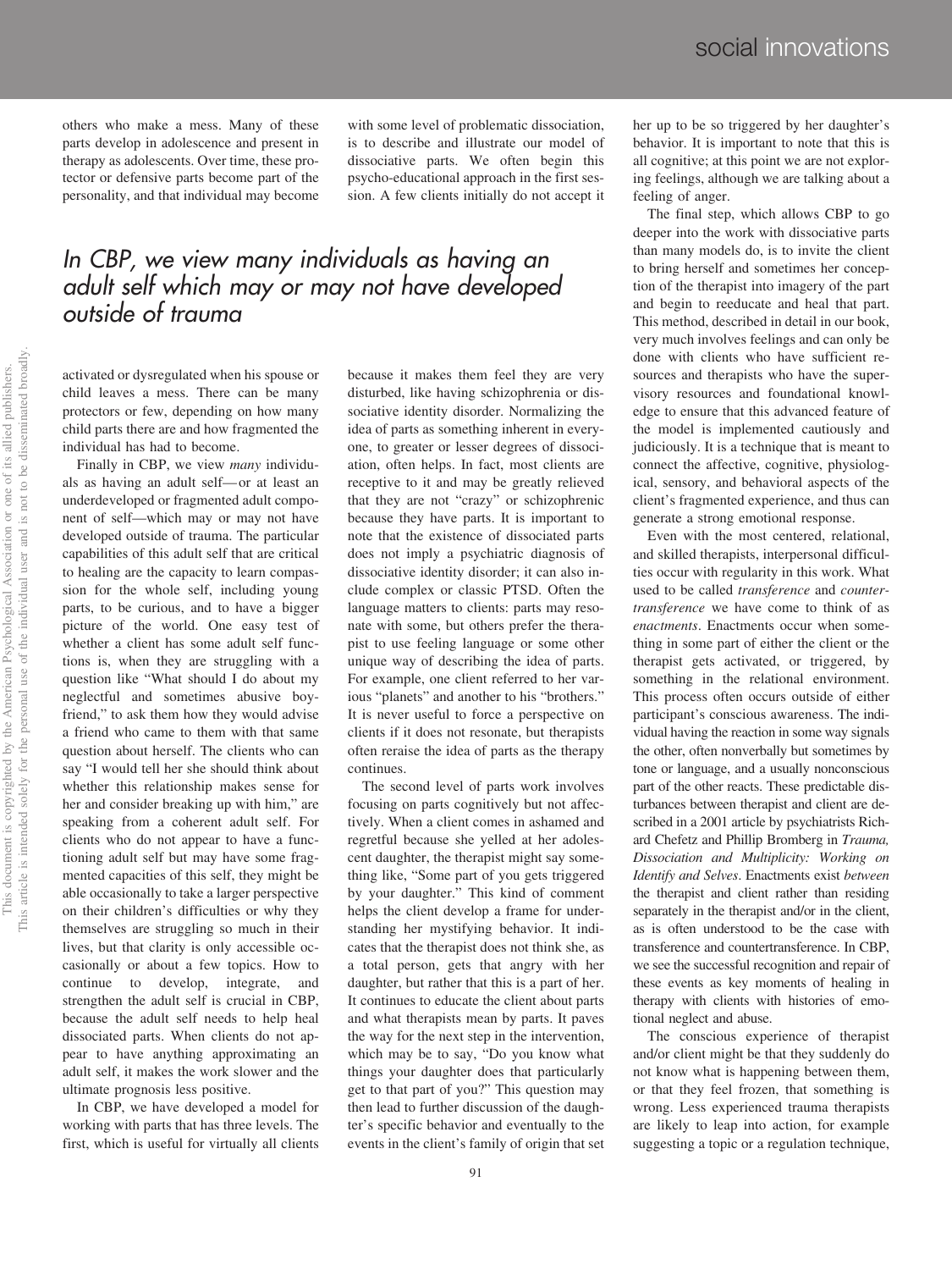others who make a mess. Many of these parts develop in adolescence and present in therapy as adolescents. Over time, these protector or defensive parts become part of the personality, and that individual may become activated or dysregulated when his spouse or child leaves a mess. There can be many protectors or few, depending on how many child parts there are and how fragmented the individual has had to become.

> *In CBP, we view many individuals as having an adult self which may or may not have developed outside of trauma*

Finally in CBP, we view *many* individuals as having an adult self—or at least an underdeveloped or fragmented adult component of self—which may or may not have developed outside of trauma. The particular capabilities of this adult self that are critical to healing are the capacity to learn compassion for the whole self, including young parts, to be curious, and to have a bigger picture of the world. One easy test of whether a client has some adult self functions is, when they are struggling with a question like "What should I do about my neglectful and sometimes abusive boyfriend," to ask them how they would advise a friend who came to them with that same question about herself. The clients who can say "I would tell her she should think about whether this relationship makes sense for her and consider breaking up with him," are speaking from a coherent adult self. For clients who do not appear to have a functioning adult self but may have some fragmented capacities of this self, they might be able occasionally to take a larger perspective on their children's difficulties or why they themselves are struggling so much in their lives, but that clarity is only accessible occasionally or about a few topics. How to continue to develop, integrate, and strengthen the adult self is crucial in CBP, because the adult self needs to help heal dissociated parts. When clients do not appear to have anything approximating an adult self, it makes the work slower and the ultimate prognosis less positive.

In CBP, we have developed a model for working with parts that has three levels. The first, which is useful for virtually all clients with some level of problematic dissociation, is to describe and illustrate our model of dissociative parts. We often begin this psycho-educational approach in the first session. A few clients initially do not accept it because it makes them feel they are very disturbed, like having schizophrenia or dissociative identity disorder. Normalizing the idea of parts as something inherent in everyone, to greater or lesser degrees of dissociation, often helps. In fact, most clients are receptive to it and may be greatly relieved that they are not "crazy" or schizophrenic because they have parts. It is important to note that the existence of dissociated parts does not imply a psychiatric diagnosis of dissociative identity disorder; it can also include complex or classic PTSD. Often the language matters to clients: parts may resonate with some, but others prefer the therapist to use feeling language or some other unique way of describing the idea of parts. For example, one client referred to her various "planets" and another to his "brothers." It is never useful to force a perspective on clients if it does not resonate, but therapists often reraise the idea of parts as the therapy continues.

The second level of parts work involves focusing on parts cognitively but not affectively. When a client comes in ashamed and regretful because she yelled at her adolescent daughter, the therapist might say something like, "Some part of you gets triggered by your daughter." This kind of comment helps the client develop a frame for understanding her mystifying behavior. It indicates that the therapist does not think she, as a total person, gets that angry with her daughter, but rather that this is a part of her. It continues to educate the client about parts and what therapists mean by parts. It paves the way for the next step in the intervention, which may be to say, "Do you know what things your daughter does that particularly get to that part of you?" This question may then lead to further discussion of the daughter's specific behavior and eventually to the events in the client's family of origin that set her up to be so triggered by her daughter's behavior. It is important to note that this is all cognitive; at this point we are not exploring feelings, although we are talking about a feeling of anger.

The final step, which allows CBP to go deeper into the work with dissociative parts than many models do, is to invite the client to bring herself and sometimes her conception of the therapist into imagery of the part and begin to reeducate and heal that part. This method, described in detail in our book, very much involves feelings and can only be done with clients who have sufficient resources and therapists who have the supervisory resources and foundational knowledge to ensure that this advanced feature of the model is implemented cautiously and judiciously. It is a technique that is meant to connect the affective, cognitive, physiological, sensory, and behavioral aspects of the client's fragmented experience, and thus can generate a strong emotional response.

Even with the most centered, relational, and skilled therapists, interpersonal difficulties occur with regularity in this work. What used to be called *transference* and *countertransference* we have come to think of as *enactments*. Enactments occur when something in some part of either the client or the therapist gets activated, or triggered, by something in the relational environment. This process often occurs outside of either participant's conscious awareness. The individual having the reaction in some way signals the other, often nonverbally but sometimes by tone or language, and a usually nonconscious part of the other reacts. These predictable disturbances between therapist and client are described in a 2001 article by psychiatrists Richard Chefetz and Phillip Bromberg in *Trauma, Dissociation and Multiplicity: Working on Identify and Selves*. Enactments exist *between* the therapist and client rather than residing separately in the therapist and/or in the client, as is often understood to be the case with transference and countertransference. In CBP, we see the successful recognition and repair of these events as key moments of healing in therapy with clients with histories of emotional neglect and abuse.

The conscious experience of therapist and/or client might be that they suddenly do not know what is happening between them, or that they feel frozen, that something is wrong. Less experienced trauma therapists are likely to leap into action, for example suggesting a topic or a regulation technique,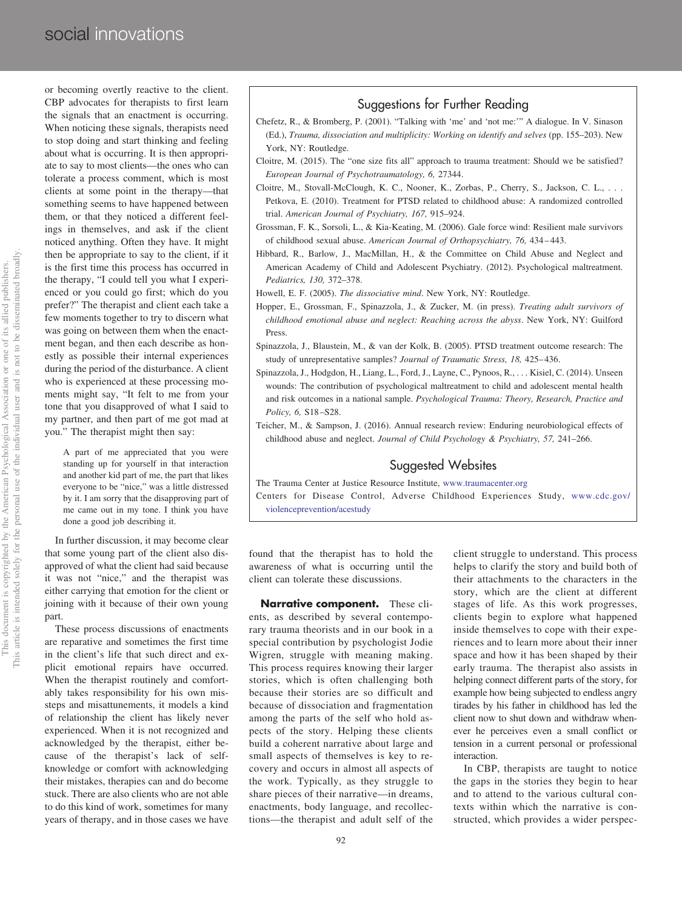or becoming overtly reactive to the client. CBP advocates for therapists to first learn the signals that an enactment is occurring. When noticing these signals, therapists need to stop doing and start thinking and feeling about what is occurring. It is then appropriate to say to most clients—the ones who can tolerate a process comment, which is most clients at some point in the therapy—that something seems to have happened between them, or that they noticed a different feelings in themselves, and ask if the client noticed anything. Often they have. It might then be appropriate to say to the client, if it is the first time this process has occurred in the therapy, "I could tell you what I experienced or you could go first; which do you prefer?" The therapist and client each take a few moments together to try to discern what was going on between them when the enactment began, and then each describe as honestly as possible their internal experiences during the period of the disturbance. A client who is experienced at these processing moments might say, "It felt to me from your tone that you disapproved of what I said to my partner, and then part of me got mad at you." The therapist might then say:

> A part of me appreciated that you were standing up for yourself in that interaction and another kid part of me, the part that likes everyone to be "nice," was a little distressed by it. I am sorry that the disapproving part of me came out in my tone. I think you have done a good job describing it.

In further discussion, it may become clear that some young part of the client also disapproved of what the client had said because it was not "nice," and the therapist was either carrying that emotion for the client or joining with it because of their own young part.

These process discussions of enactments are reparative and sometimes the first time in the client's life that such direct and explicit emotional repairs have occurred. When the therapist routinely and comfortably takes responsibility for his own missteps and misattunements, it models a kind of relationship the client has likely never experienced. When it is not recognized and acknowledged by the therapist, either because of the therapist's lack of self-knowledge or comfort with acknowledging their mistakes, therapies can and do become stuck. There are also clients who are not able to do this kind of work, sometimes for many years of therapy, and in those cases we have found that the therapist has to hold the awareness of what is occurring until the client can tolerate these discussions.

**Narrative component.** These clients, as described by several contemporary trauma theorists and in our book in a special contribution by psychologist Jodie Wigren, struggle with meaning making. This process requires knowing their larger stories, which is often challenging both because their stories are so difficult and because of dissociation and fragmentation among the parts of the self who hold aspects of the story. Helping these clients build a coherent narrative about large and small aspects of themselves is key to recovery and occurs in almost all aspects of the work. Typically, as they struggle to share pieces of their narrative—in dreams, enactments, body language, and recollections—the therapist and adult self of the client struggle to understand. This process helps to clarify the story and build both of their attachments to the characters in the story, which are the client at different stages of life. As this work progresses, clients begin to explore what happened inside themselves to cope with their experiences and to learn more about their inner space and how it has been shaped by their early trauma. The therapist also assists in helping connect different parts of the story, for example how being subjected to endless angry tirades by his father in childhood has led the client now to shut down and withdraw whenever he perceives even a small conflict or tension in a current personal or professional interaction.

In CBP, therapists are taught to notice the gaps in the stories they begin to hear and to attend to the various cultural contexts within which the narrative is constructed, which provides a wider perspec-

## Suggestions for Further Reading

Chefetz, R., & Bromberg, P. (2001). "Talking with 'me' and 'not me:'" A dialogue. In V. Sinason (Ed.), *Trauma, dissociation and multiplicity: Working on identify and selves* (pp. 155–203). New York, NY: Routledge.

Cloitre, M. (2015). The "one size fits all" approach to trauma treatment: Should we be satisfied? *European Journal of Psychotraumatology, 6,* 27344.

Cloitre, M., Stovall-McClough, K. C., Nooner, K., Zorbas, P., Cherry, S., Jackson, C. L., . . . Petkova, E. (2010). Treatment for PTSD related to childhood abuse: A randomized controlled trial. *American Journal of Psychiatry, 167,* 915–924.

Grossman, F. K., Sorsoli, L., & Kia-Keating, M. (2006). Gale force wind: Resilient male survivors of childhood sexual abuse. *American Journal of Orthopsychiatry, 76,* 434–443.

Hibbard, R., Barlow, J., MacMillan, H., & the Committee on Child Abuse and Neglect and American Academy of Child and Adolescent Psychiatry. (2012). Psychological maltreatment. *Pediatrics, 130,* 372–378.

Howell, E. F. (2005). *The dissociative mind*. New York, NY: Routledge.

Hopper, E., Grossman, F., Spinazzola, J., & Zucker, M. (in press). *Treating adult survivors of childhood emotional abuse and neglect: Reaching across the abyss*. New York, NY: Guilford Press.

Spinazzola, J., Blaustein, M., & van der Kolk, B. (2005). PTSD treatment outcome research: The study of unrepresentative samples? *Journal of Traumatic Stress, 18,* 425–436.

Spinazzola, J., Hodgdon, H., Liang, L., Ford, J., Layne, C., Pynoos, R., . . . Kisiel, C. (2014). Unseen wounds: The contribution of psychological maltreatment to child and adolescent mental health and risk outcomes in a national sample. *Psychological Trauma: Theory, Research, Practice and Policy, 6,* S18–S28.

Teicher, M., & Sampson, J. (2016). Annual research review: Enduring neurobiological effects of childhood abuse and neglect. *Journal of Child Psychology & Psychiatry, 57,* 241–266.

## Suggested Websites

The Trauma Center at Justice Resource Institute, www.traumacenter.org

Centers for Disease Control, Adverse Childhood Experiences Study, www.cdc.gov/violenceprevention/acestudy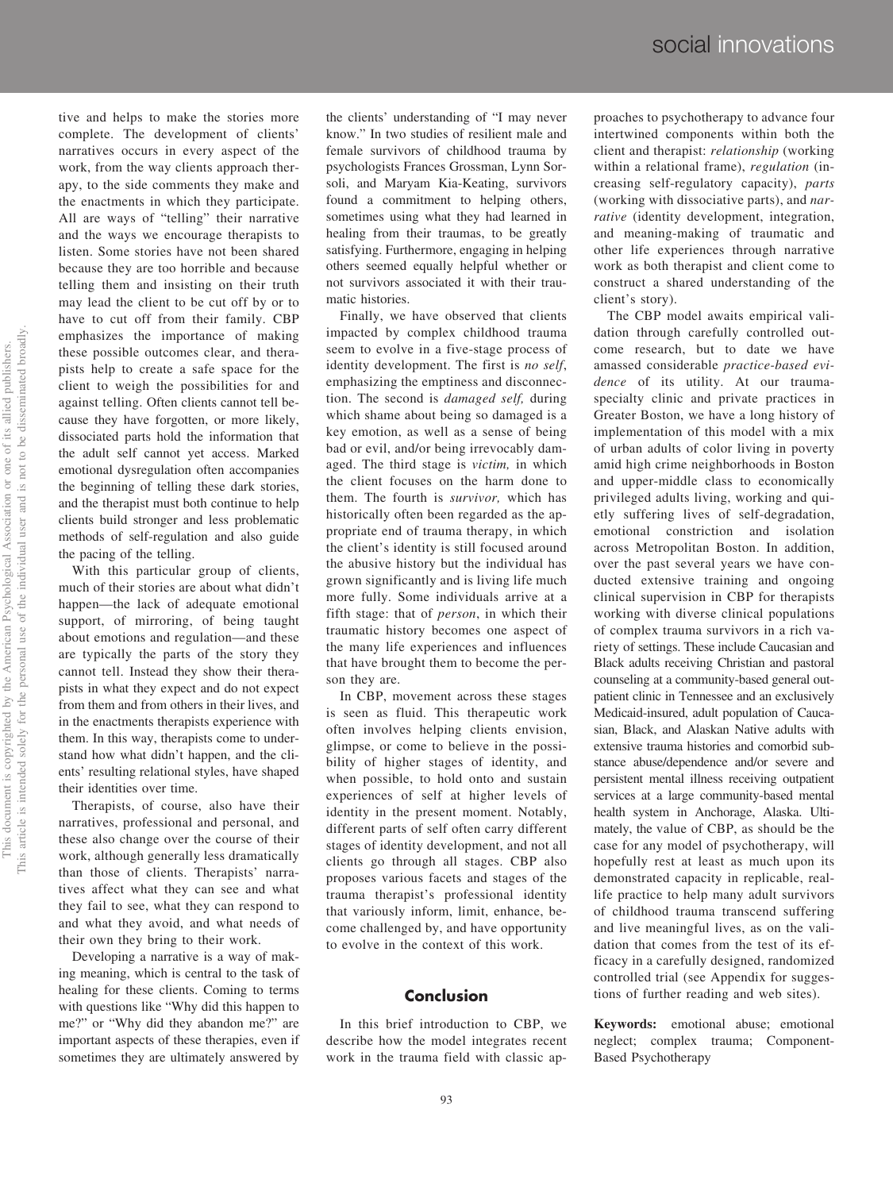tive and helps to make the stories more complete. The development of clients' narratives occurs in every aspect of the work, from the way clients approach therapy, to the side comments they make and the enactments in which they participate. All are ways of "telling" their narrative and the ways we encourage therapists to listen. Some stories have not been shared because they are too horrible and because telling them and insisting on their truth may lead the client to be cut off by or to have to cut off from their family. CBP emphasizes the importance of making these possible outcomes clear, and therapists help to create a safe space for the client to weigh the possibilities for and against telling. Often clients cannot tell because they have forgotten, or more likely, dissociated parts hold the information that the adult self cannot yet access. Marked emotional dysregulation often accompanies the beginning of telling these dark stories, and the therapist must both continue to help clients build stronger and less problematic methods of self-regulation and also guide the pacing of the telling.

With this particular group of clients, much of their stories are about what didn't happen—the lack of adequate emotional support, of mirroring, of being taught about emotions and regulation—and these are typically the parts of the story they cannot tell. Instead they show their therapists in what they expect and do not expect from them and from others in their lives, and in the enactments therapists experience with them. In this way, therapists come to understand how what didn't happen, and the clients' resulting relational styles, have shaped their identities over time.

Therapists, of course, also have their narratives, professional and personal, and these also change over the course of their work, although generally less dramatically than those of clients. Therapists' narratives affect what they can see and what they fail to see, what they can respond to and what they avoid, and what needs of their own they bring to their work.

Developing a narrative is a way of making meaning, which is central to the task of healing for these clients. Coming to terms with questions like "Why did this happen to me?" or "Why did they abandon me?" are important aspects of these therapies, even if sometimes they are ultimately answered by the clients' understanding of "I may never know." In two studies of resilient male and female survivors of childhood trauma by psychologists Frances Grossman, Lynn Sorsoli, and Maryam Kia-Keating, survivors found a commitment to helping others, sometimes using what they had learned in healing from their traumas, to be greatly satisfying. Furthermore, engaging in helping others seemed equally helpful whether or not survivors associated it with their traumatic histories.

Finally, we have observed that clients impacted by complex childhood trauma seem to evolve in a five-stage process of identity development. The first is *no self*, emphasizing the emptiness and disconnection. The second is *damaged self,* during which shame about being so damaged is a key emotion, as well as a sense of being bad or evil, and/or being irrevocably damaged. The third stage is *victim,* in which the client focuses on the harm done to them. The fourth is *survivor,* which has historically often been regarded as the appropriate end of trauma therapy, in which the client's identity is still focused around the abusive history but the individual has grown significantly and is living life much more fully. Some individuals arrive at a fifth stage: that of *person*, in which their traumatic history becomes one aspect of the many life experiences and influences that have brought them to become the person they are.

In CBP, movement across these stages is seen as fluid. This therapeutic work often involves helping clients envision, glimpse, or come to believe in the possibility of higher stages of identity, and when possible, to hold onto and sustain experiences of self at higher levels of identity in the present moment. Notably, different parts of self often carry different stages of identity development, and not all clients go through all stages. CBP also proposes various facets and stages of the trauma therapist's professional identity that variously inform, limit, enhance, become challenged by, and have opportunity to evolve in the context of this work.

## Conclusion

In this brief introduction to CBP, we describe how the model integrates recent work in the trauma field with classic approaches to psychotherapy to advance four intertwined components within both the client and therapist: *relationship* (working within a relational frame), *regulation* (increasing self-regulatory capacity), *parts* (working with dissociative parts), and *narrative* (identity development, integration, and meaning-making of traumatic and other life experiences through narrative work as both therapist and client come to construct a shared understanding of the client's story).

The CBP model awaits empirical validation through carefully controlled outcome research, but to date we have amassed considerable *practice-based evidence* of its utility. At our trauma-specialty clinic and private practices in Greater Boston, we have a long history of implementation of this model with a mix of urban adults of color living in poverty amid high crime neighborhoods in Boston and upper-middle class to economically privileged adults living, working and quietly suffering lives of self-degradation, emotional constriction and isolation across Metropolitan Boston. In addition, over the past several years we have conducted extensive training and ongoing clinical supervision in CBP for therapists working with diverse clinical populations of complex trauma survivors in a rich variety of settings. These include Caucasian and Black adults receiving Christian and pastoral counseling at a community-based general outpatient clinic in Tennessee and an exclusively Medicaid-insured, adult population of Caucasian, Black, and Alaskan Native adults with extensive trauma histories and comorbid substance abuse/dependence and/or severe and persistent mental illness receiving outpatient services at a large community-based mental health system in Anchorage, Alaska. Ultimately, the value of CBP, as should be the case for any model of psychotherapy, will hopefully rest at least as much upon its demonstrated capacity in replicable, real-life practice to help many adult survivors of childhood trauma transcend suffering and live meaningful lives, as on the validation that comes from the test of its efficacy in a carefully designed, randomized controlled trial (see Appendix for suggestions of further reading and web sites).

**Keywords:** emotional abuse; emotional neglect; complex trauma; Component-Based Psychotherapy